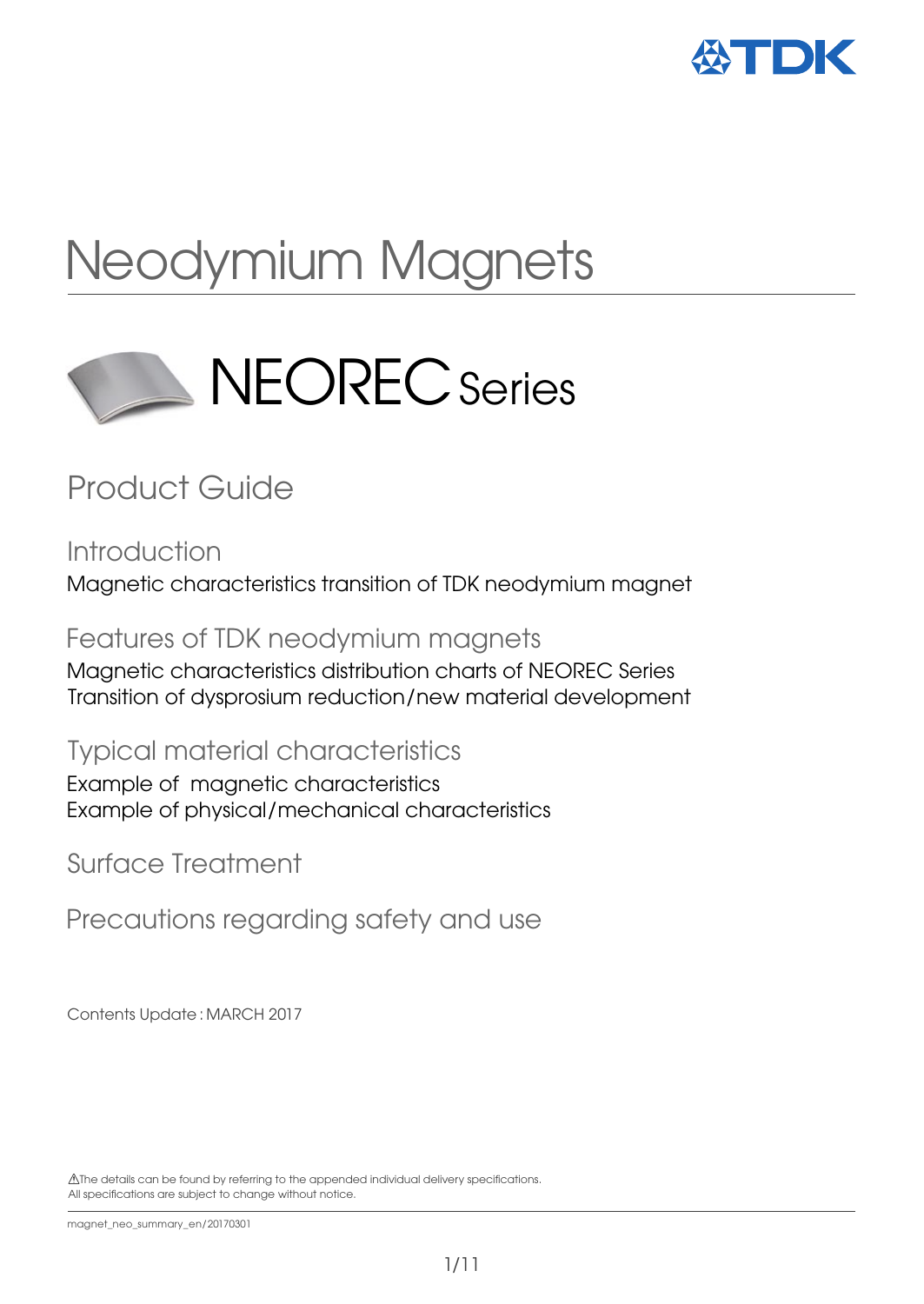# Neodymium Magnets

## NEOREC Series

## Product Guide

### Introduction

Magnetic characteristics transition of TDK neodymium magnet

### Features of TDK neodymium magnets

Magnetic characteristics distribution charts of NEOREC Series
Transition of dysprosium reduction/new material development

### Typical material characteristics

Example of magnetic characteristics
Example of physical/mechanical characteristics

### Surface Treatment

### Precautions regarding safety and use

Contents Update : MARCH 2017

⚠The details can be found by referring to the appended individual delivery specifications.
All specifications are subject to change without notice.

magnet_neo_summary_en/20170301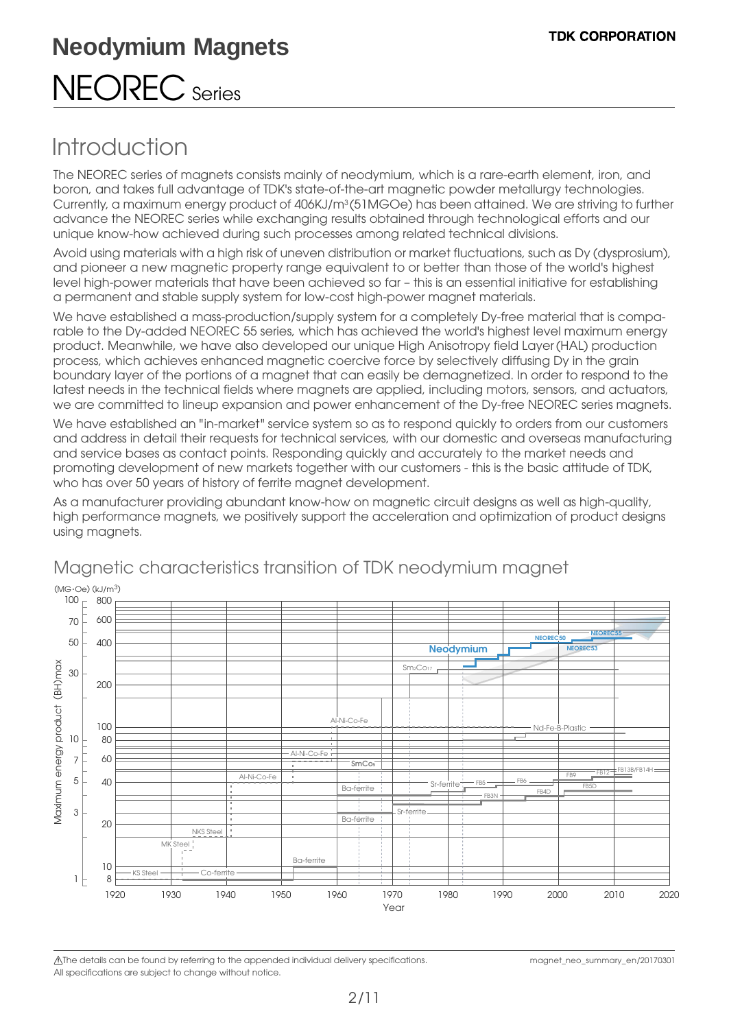# Neodymium Magnets

# NEOREC Series

## Introduction

The NEOREC series of magnets consists mainly of neodymium, which is a rare-earth element, iron, and boron, and takes full advantage of TDK's state-of-the-art magnetic powder metallurgy technologies. Currently, a maximum energy product of 406KJ/$m^3$(51MGOe) has been attained. We are striving to further advance the NEOREC series while exchanging results obtained through technological efforts and our unique know-how achieved during such processes among related technical divisions.

Avoid using materials with a high risk of uneven distribution or market fluctuations, such as Dy (dysprosium), and pioneer a new magnetic property range equivalent to or better than those of the world's highest level high-power materials that have been achieved so far – this is an essential initiative for establishing a permanent and stable supply system for low-cost high-power magnet materials.

We have established a mass-production/supply system for a completely Dy-free material that is comparable to the Dy-added NEOREC 55 series, which has achieved the world's highest level maximum energy product. Meanwhile, we have also developed our unique High Anisotropy field Layer (HAL) production process, which achieves enhanced magnetic coercive force by selectively diffusing Dy in the grain boundary layer of the portions of a magnet that can easily be demagnetized. In order to respond to the latest needs in the technical fields where magnets are applied, including motors, sensors, and actuators, we are committed to lineup expansion and power enhancement of the Dy-free NEOREC series magnets.

We have established an "in-market" service system so as to respond quickly to orders from our customers and address in detail their requests for technical services, with our domestic and overseas manufacturing and service bases as contact points. Responding quickly and accurately to the market needs and promoting development of new markets together with our customers - this is the basic attitude of TDK, who has over 50 years of history of ferrite magnet development.

As a manufacturer providing abundant know-how on magnetic circuit designs as well as high-quality, high performance magnets, we positively support the acceleration and optimization of product designs using magnets.

## Magnetic characteristics transition of TDK neodymium magnet

⚠The details can be found by referring to the appended individual delivery specifications.
All specifications are subject to change without notice.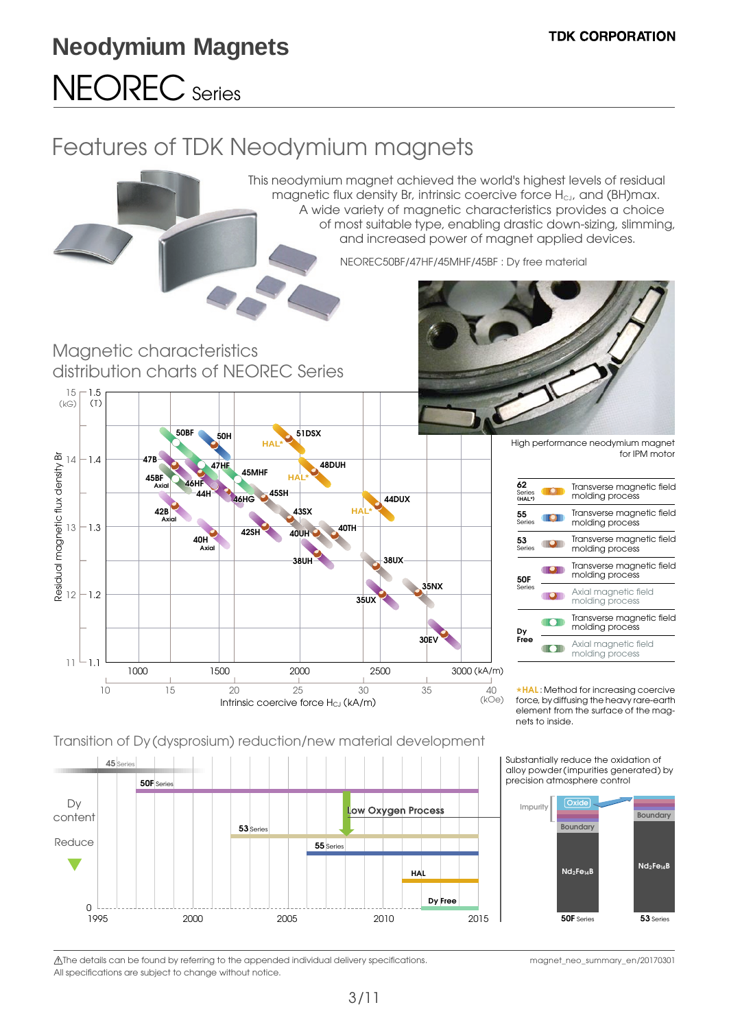# Neodymium Magnets

**TDK CORPORATION**

# NEOREC Series

## Features of TDK Neodymium magnets

This neodymium magnet achieved the world's highest levels of residual magnetic flux density Br, intrinsic coercive force $H_{CJ}$, and (BH)max. A wide variety of magnetic characteristics provides a choice of most suitable type, enabling drastic down-sizing, slimming, and increased power of magnet applied devices.

NEOREC50BF/47HF/45MHF/45BF : Dy free material

High performance neodymium magnet for IPM motor

## Magnetic characteristics distribution charts of NEOREC Series

| Series | Process |
|---|---|
| 62 Series (HAL*) | Transverse magnetic field molding process |
| 55 Series | Transverse magnetic field molding process |
| 53 Series | Transverse magnetic field molding process |
| 50F Series | Transverse magnetic field molding process |
| | Axial magnetic field molding process |
| Dy Free | Transverse magnetic field molding process |
| | Axial magnetic field molding process |

*HAL: Method for increasing coercive force, by diffusing the heavy rare-earth element from the surface of the magnets to inside.

## Transition of Dy (dysprosium) reduction/new material development

Substantially reduce the oxidation of alloy powder (impurities generated) by precision atmosphere control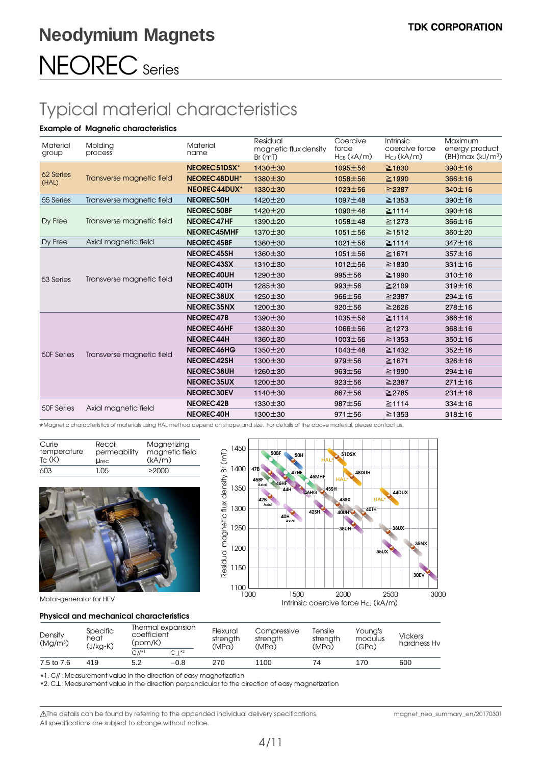# Neodymium Magnets

# NEOREC Series

## Typical material characteristics

### Example of Magnetic characteristics

| Material group | Molding process | Material name | Residual magnetic flux density Br (mT) | Coercive force $H_{CB}$ (kA/m) | Intrinsic coercive force $H_{CJ}$ (kA/m) | Maximum energy product (BH)max (kJ/m³) |
|---|---|---|---|---|---|---|
| 62 Series (HAL) | Transverse magnetic field | **NEOREC51DSX*** | 1430±30 | 1095±56 | ≧1830 | 390±16 |
| | | **NEOREC48DUH*** | 1380±30 | 1058±56 | ≧1990 | 366±16 |
| | | **NEOREC44DUX*** | 1330±30 | 1023±56 | ≧2387 | 340±16 |
| 55 Series | Transverse magnetic field | **NEOREC50H** | 1420±20 | 1097±48 | ≧1353 | 390±16 |
| Dy Free | Transverse magnetic field | **NEOREC50BF** | 1420±20 | 1090±48 | ≧1114 | 390±16 |
| | | **NEOREC47HF** | 1390±20 | 1058±48 | ≧1273 | 366±16 |
| | | **NEOREC45MHF** | 1370±30 | 1051±56 | ≧1512 | 360±20 |
| Dy Free | Axial magnetic field | **NEOREC45BF** | 1360±30 | 1021±56 | ≧1114 | 347±16 |
| 53 Series | Transverse magnetic field | **NEOREC45SH** | 1360±30 | 1051±56 | ≧1671 | 357±16 |
| | | **NEOREC43SX** | 1310±30 | 1012±56 | ≧1830 | 331±16 |
| | | **NEOREC40UH** | 1290±30 | 995±56 | ≧1990 | 310±16 |
| | | **NEOREC40TH** | 1285±30 | 993±56 | ≧2109 | 319±16 |
| | | **NEOREC38UX** | 1250±30 | 966±56 | ≧2387 | 294±16 |
| | | **NEOREC35NX** | 1200±30 | 920±56 | ≧2626 | 278±16 |
| 50F Series | Transverse magnetic field | **NEOREC47B** | 1390±30 | 1035±56 | ≧1114 | 366±16 |
| | | **NEOREC46HF** | 1380±30 | 1066±56 | ≧1273 | 368±16 |
| | | **NEOREC44H** | 1360±30 | 1003±56 | ≧1353 | 350±16 |
| | | **NEOREC46HG** | 1350±20 | 1043±48 | ≧1432 | 352±16 |
| | | **NEOREC42SH** | 1300±30 | 979±56 | ≧1671 | 326±16 |
| | | **NEOREC38UH** | 1260±30 | 963±56 | ≧1990 | 294±16 |
| | | **NEOREC35UX** | 1200±30 | 923±56 | ≧2387 | 271±16 |
| | | **NEOREC30EV** | 1140±30 | 867±56 | ≧2785 | 231±16 |
| 50F Series | Axial magnetic field | **NEOREC42B** | 1330±30 | 987±56 | ≧1114 | 334±16 |
| | | **NEOREC40H** | 1300±30 | 971±56 | ≧1353 | 318±16 |

*Magnetic characteristics of materials using HAL method depend on shape and size. For details of the above material, please contact us.

| Curie temperature Tc (K) | Recoil permeability $\mu_{rec}$ | Magnetizing magnetic field (kA/m) |
|---|---|---|
| 603 | 1.05 | >2000 |

Motor-generator for HEV

### Physical and mechanical characteristics

| Density (Mg/m³) | Specific heat (J/kg·K) | Thermal expansion coefficient (ppm/K) | | Flexural strength (MPa) | Compressive strength (MPa) | Tensile strength (MPa) | Young's modulus (GPa) | Vickers hardness Hv |
|---|---|---|---|---|---|---|---|---|
| | | C//*1 | C⊥*2 | | | | | |
| 7.5 to 7.6 | 419 | 5.2 | −0.8 | 270 | 1100 | 74 | 170 | 600 |

*1. C// : Measurement value in the direction of easy magnetization
*2. C⊥ : Measurement value in the direction perpendicular to the direction of easy magnetization

⚠The details can be found by referring to the appended individual delivery specifications.
All specifications are subject to change without notice.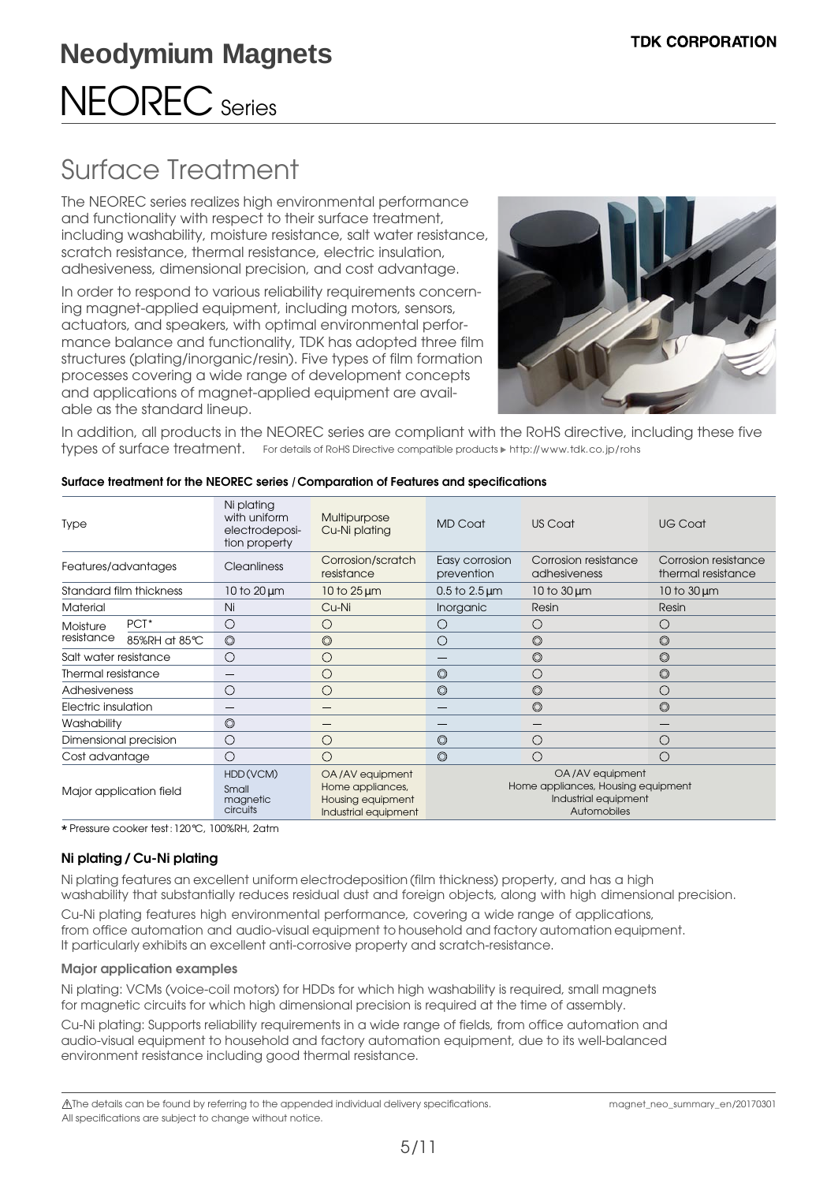# Neodymium Magnets

# NEOREC Series

## Surface Treatment

The NEOREC series realizes high environmental performance and functionality with respect to their surface treatment, including washability, moisture resistance, salt water resistance, scratch resistance, thermal resistance, electric insulation, adhesiveness, dimensional precision, and cost advantage.

In order to respond to various reliability requirements concerning magnet-applied equipment, including motors, sensors, actuators, and speakers, with optimal environmental performance balance and functionality, TDK has adopted three film structures (plating/inorganic/resin). Five types of film formation processes covering a wide range of development concepts and applications of magnet-applied equipment are available as the standard lineup.

In addition, all products in the NEOREC series are compliant with the RoHS directive, including these five types of surface treatment. For details of RoHS Directive compatible products ▶ http://www.tdk.co.jp/rohs

**Surface treatment for the NEOREC series / Comparation of Features and specifications**

| Type | | Ni plating with uniform electrodeposition property | Multipurpose Cu-Ni plating | MD Coat | US Coat | UG Coat |
|---|---|---|---|---|---|---|
| Features/advantages | | Cleanliness | Corrosion/scratch resistance | Easy corrosion prevention | Corrosion resistance adhesiveness | Corrosion resistance thermal resistance |
| Standard film thickness | | 10 to 20 μm | 10 to 25 μm | 0.5 to 2.5 μm | 10 to 30 μm | 10 to 30 μm |
| Material | | Ni | Cu-Ni | Inorganic | Resin | Resin |
| Moisture resistance | PCT* | ○ | ○ | ○ | ○ | ○ |
| | 85%RH at 85℃ | ◎ | ◎ | ○ | ◎ | ◎ |
| Salt water resistance | | ○ | ○ | — | ◎ | ◎ |
| Thermal resistance | | — | ○ | ◎ | ○ | ◎ |
| Adhesiveness | | ○ | ○ | ◎ | ◎ | ○ |
| Electric insulation | | — | — | — | ◎ | ◎ |
| Washability | | ◎ | — | — | — | — |
| Dimensional precision | | ○ | ○ | ◎ | ○ | ○ |
| Cost advantage | | ○ | ○ | ◎ | ○ | ○ |
| Major application field | | HDD (VCM)<br>Small magnetic circuits | OA /AV equipment<br>Home appliances,<br>Housing equipment<br>Industrial equipment | OA /AV equipment<br>Home appliances, Housing equipment<br>Industrial equipment<br>Automobiles | | |

\* Pressure cooker test : 120℃, 100%RH, 2atm

### Ni plating / Cu-Ni plating

Ni plating features an excellent uniform electrodeposition (film thickness) property, and has a high washability that substantially reduces residual dust and foreign objects, along with high dimensional precision.

Cu-Ni plating features high environmental performance, covering a wide range of applications, from office automation and audio-visual equipment to household and factory automation equipment. It particularly exhibits an excellent anti-corrosive property and scratch-resistance.

**Major application examples**

Ni plating: VCMs (voice-coil motors) for HDDs for which high washability is required, small magnets for magnetic circuits for which high dimensional precision is required at the time of assembly.

Cu-Ni plating: Supports reliability requirements in a wide range of fields, from office automation and audio-visual equipment to household and factory automation equipment, due to its well-balanced environment resistance including good thermal resistance.

⚠The details can be found by referring to the appended individual delivery specifications.
All specifications are subject to change without notice.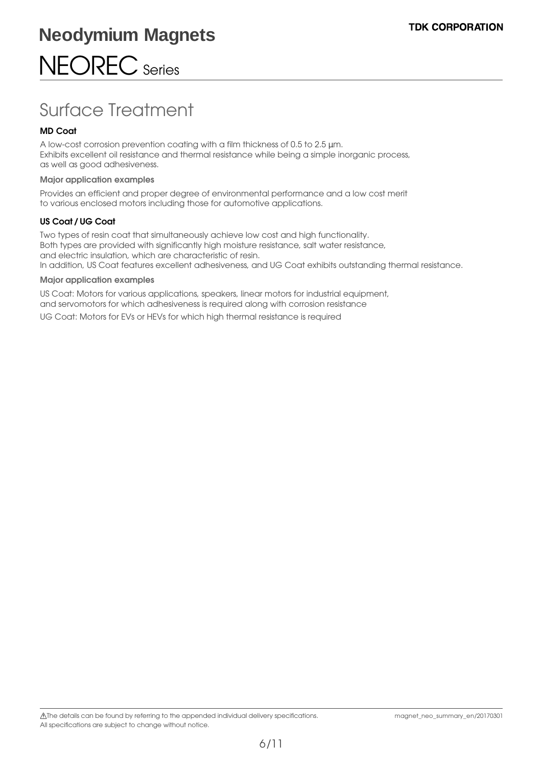# Neodymium Magnets

# NEOREC Series

## Surface Treatment

### MD Coat

A low-cost corrosion prevention coating with a film thickness of 0.5 to 2.5 µm.
Exhibits excellent oil resistance and thermal resistance while being a simple inorganic process, as well as good adhesiveness.

**Major application examples**

Provides an efficient and proper degree of environmental performance and a low cost merit to various enclosed motors including those for automotive applications.

### US Coat / UG Coat

Two types of resin coat that simultaneously achieve low cost and high functionality.
Both types are provided with significantly high moisture resistance, salt water resistance, and electric insulation, which are characteristic of resin.
In addition, US Coat features excellent adhesiveness, and UG Coat exhibits outstanding thermal resistance.

**Major application examples**

US Coat: Motors for various applications, speakers, linear motors for industrial equipment, and servomotors for which adhesiveness is required along with corrosion resistance

UG Coat: Motors for EVs or HEVs for which high thermal resistance is required

⚠The details can be found by referring to the appended individual delivery specifications.
All specifications are subject to change without notice.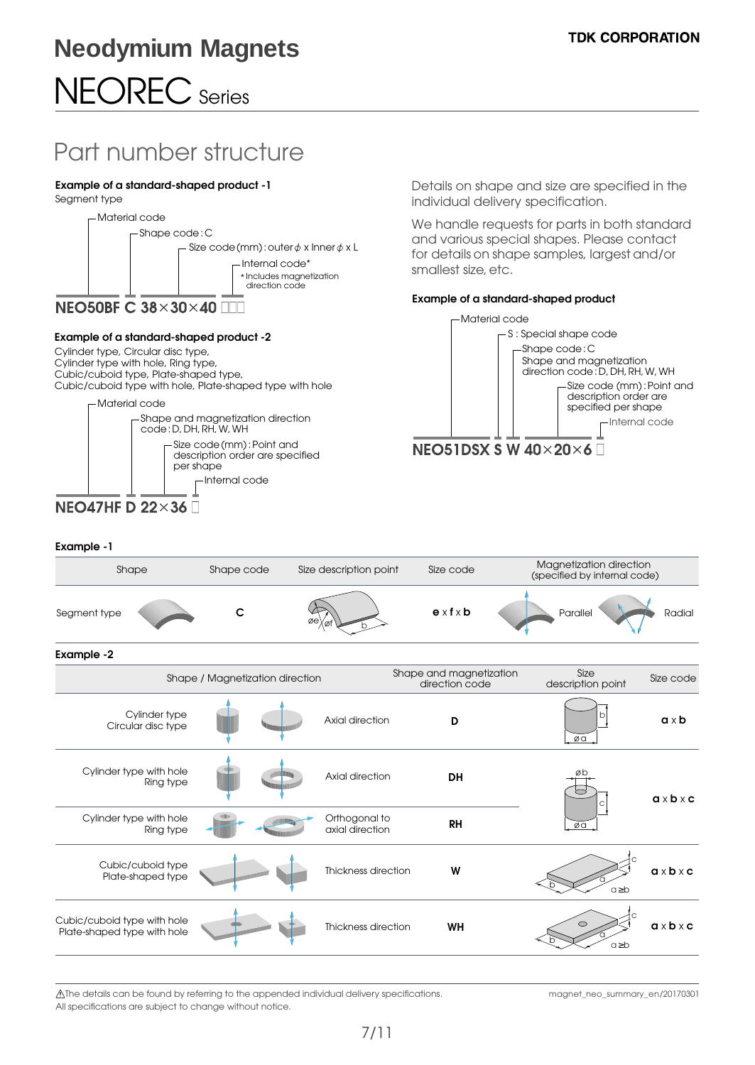# Neodymium Magnets

# NEOREC Series

## Part number structure

**Example of a standard-shaped product -1**

Segment type

- Material code
- Shape code : C
- Size code (mm) : outer ϕ x Inner ϕ x L
- Internal code*
  - * Includes magnetization direction code

**NEO50BF C 38×30×40 □□□**

**Example of a standard-shaped product -2**

Cylinder type, Circular disc type,
Cylinder type with hole, Ring type,
Cubic/cuboid type, Plate-shaped type,
Cubic/cuboid type with hole, Plate-shaped type with hole

- Material code
- Shape and magnetization direction code : D, DH, RH, W, WH
- Size code (mm) : Point and description order are specified per shape
- Internal code

**NEO47HF D 22×36 □**

Details on shape and size are specified in the individual delivery specification.

We handle requests for parts in both standard and various special shapes. Please contact for details on shape samples, largest and/or smallest size, etc.

**Example of a standard-shaped product**

- Material code
- S : Special shape code
- Shape code : C
- Shape and magnetization direction code : D, DH, RH, W, WH
- Size code (mm) : Point and description order are specified per shape
- Internal code

**NEO51DSX S W 40×20×6 □**

**Example -1**

| Shape | Shape code | Size description point | Size code | Magnetization direction (specified by internal code) | |
|---|---|---|---|---|---|
| Segment type | C | øe, øf, b | e x f x b | Parallel | Radial |

**Example -2**

| Shape / Magnetization direction | | Shape and magnetization direction code | Size description point | Size code |
|---|---|---|---|---|
| Cylinder type Circular disc type | Axial direction | D | øa, b | a x b |
| Cylinder type with hole Ring type | Axial direction | DH | øa, øb, c | a x b x c |
| Cylinder type with hole Ring type | Orthogonal to axial direction | RH | øa, øb, c | a x b x c |
| Cubic/cuboid type Plate-shaped type | Thickness direction | W | a, b, c (a≥b) | a x b x c |
| Cubic/cuboid type with hole Plate-shaped type with hole | Thickness direction | WH | a, b, c (a≥b) | a x b x c |

⚠The details can be found by referring to the appended individual delivery specifications.
All specifications are subject to change without notice.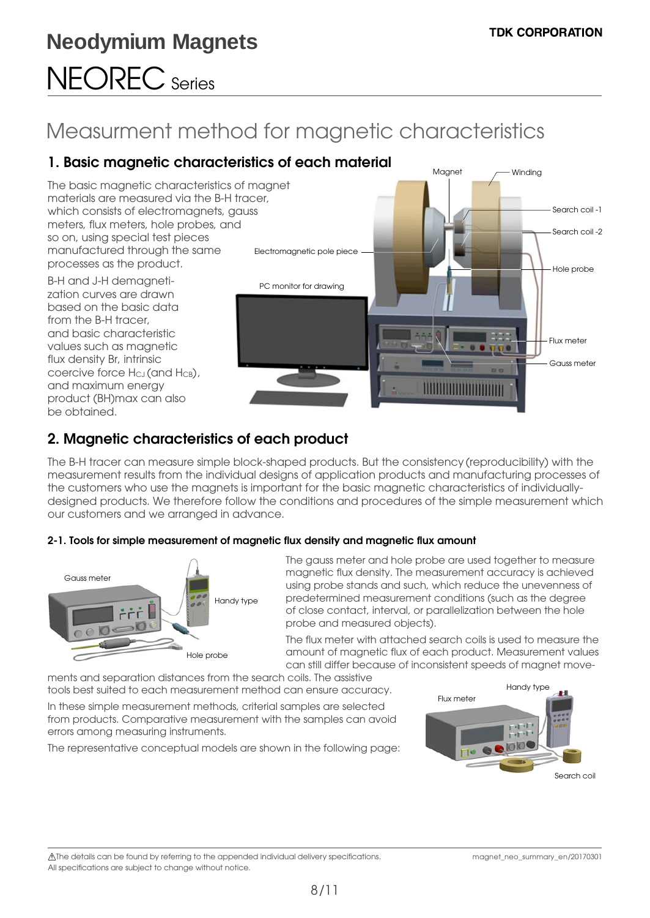# Neodymium Magnets

# NEOREC Series

## Measurment method for magnetic characteristics

### 1. Basic magnetic characteristics of each material

The basic magnetic characteristics of magnet materials are measured via the B-H tracer, which consists of electromagnets, gauss meters, flux meters, hole probes, and so on, using special test pieces manufactured through the same processes as the product.

B-H and J-H demagnetization curves are drawn based on the basic data from the B-H tracer, and basic characteristic values such as magnetic flux density Br, intrinsic coercive force $H_{CJ}$ (and $H_{CB}$), and maximum energy product (BH)max can also be obtained.

Magnet
Winding
Search coil -1
Search coil -2
Electromagnetic pole piece
Hole probe
PC monitor for drawing
Flux meter
Gauss meter

### 2. Magnetic characteristics of each product

The B-H tracer can measure simple block-shaped products. But the consistency (reproducibility) with the measurement results from the individual designs of application products and manufacturing processes of the customers who use the magnets is important for the basic magnetic characteristics of individually-designed products. We therefore follow the conditions and procedures of the simple measurement which our customers and we arranged in advance.

#### 2-1. Tools for simple measurement of magnetic flux density and magnetic flux amount

Gauss meter
Handy type
Hole probe

The gauss meter and hole probe are used together to measure magnetic flux density. The measurement accuracy is achieved using probe stands and such, which reduce the unevenness of predetermined measurement conditions (such as the degree of close contact, interval, or parallelization between the hole probe and measured objects).

The flux meter with attached search coils is used to measure the amount of magnetic flux of each product. Measurement values can still differ because of inconsistent speeds of magnet movements and separation distances from the search coils. The assistive tools best suited to each measurement method can ensure accuracy.

In these simple measurement methods, criterial samples are selected from products. Comparative measurement with the samples can avoid errors among measuring instruments.

The representative conceptual models are shown in the following page:

Flux meter
Handy type
Search coil

⚠The details can be found by referring to the appended individual delivery specifications.
All specifications are subject to change without notice.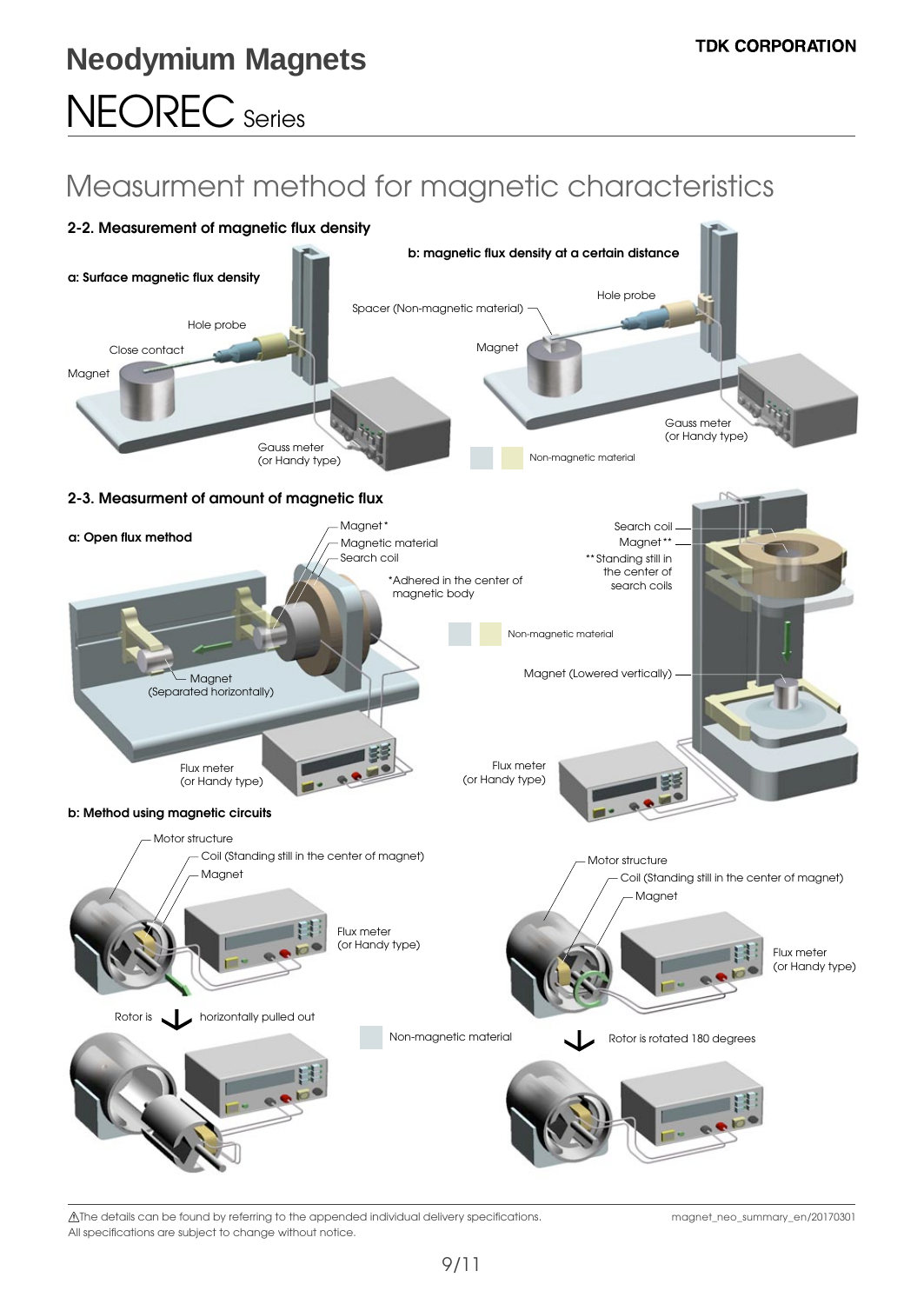# Neodymium Magnets

# NEOREC Series

## Measurment method for magnetic characteristics

### 2-2. Measurement of magnetic flux density

**a: Surface magnetic flux density**

Hole probe

Close contact

Magnet

Gauss meter (or Handy type)

**b: magnetic flux density at a certain distance**

Hole probe

Spacer (Non-magnetic material)

Magnet

Gauss meter (or Handy type)

Non-magnetic material

### 2-3. Measurment of amount of magnetic flux

**a: Open flux method**

Magnet*

Magnetic material

Search coil

*Adhered in the center of magnetic body

Magnet (Separated horizontally)

Flux meter (or Handy type)

Non-magnetic material

Search coil

Magnet**

**Standing still in the center of search coils

Magnet (Lowered vertically)

Flux meter (or Handy type)

**b: Method using magnetic circuits**

Motor structure

Coil (Standing still in the center of magnet)

Magnet

Flux meter (or Handy type)

Rotor is horizontally pulled out

Non-magnetic material

Motor structure

Coil (Standing still in the center of magnet)

Magnet

Flux meter (or Handy type)

Rotor is rotated 180 degrees

⚠The details can be found by referring to the appended individual delivery specifications.
All specifications are subject to change without notice.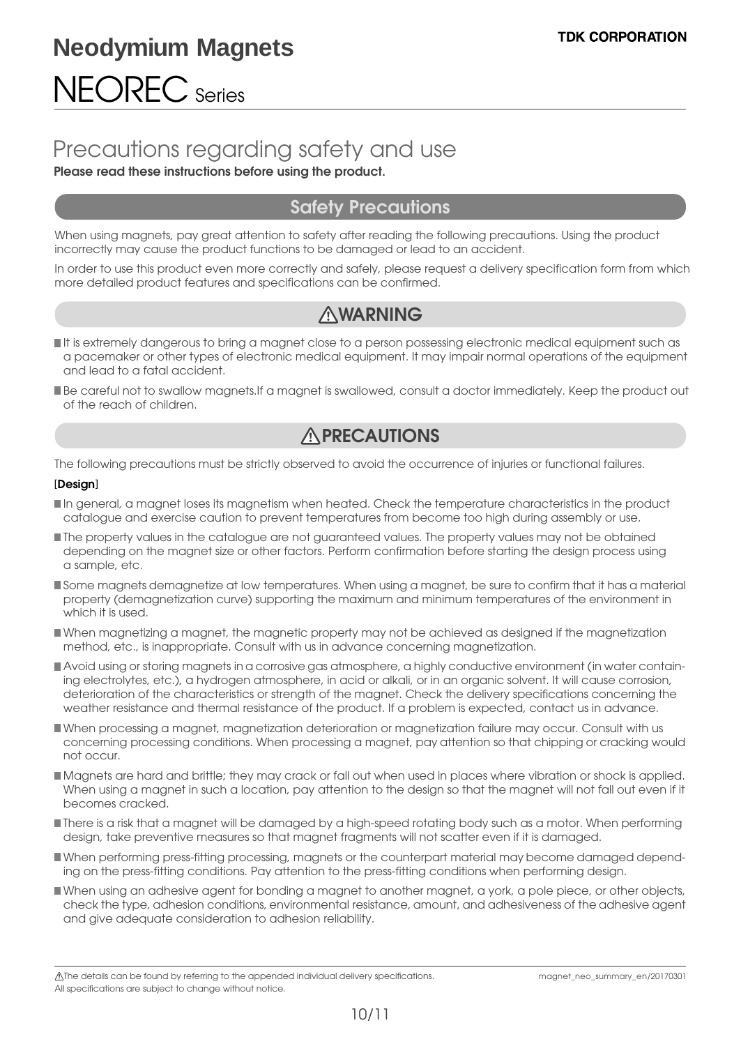# Neodymium Magnets

# NEOREC Series

TDK CORPORATION

## Precautions regarding safety and use

**Please read these instructions before using the product.**

### Safety Precautions

When using magnets, pay great attention to safety after reading the following precautions. Using the product incorrectly may cause the product functions to be damaged or lead to an accident.

In order to use this product even more correctly and safely, please request a delivery specification form from which more detailed product features and specifications can be confirmed.

### ⚠WARNING

- It is extremely dangerous to bring a magnet close to a person possessing electronic medical equipment such as a pacemaker or other types of electronic medical equipment. It may impair normal operations of the equipment and lead to a fatal accident.
- Be careful not to swallow magnets.If a magnet is swallowed, consult a doctor immediately. Keep the product out of the reach of children.

### ⚠PRECAUTIONS

The following precautions must be strictly observed to avoid the occurrence of injuries or functional failures.

[**Design**]

- In general, a magnet loses its magnetism when heated. Check the temperature characteristics in the product catalogue and exercise caution to prevent temperatures from become too high during assembly or use.
- The property values in the catalogue are not guaranteed values. The property values may not be obtained depending on the magnet size or other factors. Perform confirmation before starting the design process using a sample, etc.
- Some magnets demagnetize at low temperatures. When using a magnet, be sure to confirm that it has a material property (demagnetization curve) supporting the maximum and minimum temperatures of the environment in which it is used.
- When magnetizing a magnet, the magnetic property may not be achieved as designed if the magnetization method, etc., is inappropriate. Consult with us in advance concerning magnetization.
- Avoid using or storing magnets in a corrosive gas atmosphere, a highly conductive environment (in water containing electrolytes, etc.), a hydrogen atmosphere, in acid or alkali, or in an organic solvent. It will cause corrosion, deterioration of the characteristics or strength of the magnet. Check the delivery specifications concerning the weather resistance and thermal resistance of the product. If a problem is expected, contact us in advance.
- When processing a magnet, magnetization deterioration or magnetization failure may occur. Consult with us concerning processing conditions. When processing a magnet, pay attention so that chipping or cracking would not occur.
- Magnets are hard and brittle; they may crack or fall out when used in places where vibration or shock is applied. When using a magnet in such a location, pay attention to the design so that the magnet will not fall out even if it becomes cracked.
- There is a risk that a magnet will be damaged by a high-speed rotating body such as a motor. When performing design, take preventive measures so that magnet fragments will not scatter even if it is damaged.
- When performing press-fitting processing, magnets or the counterpart material may become damaged depending on the press-fitting conditions. Pay attention to the press-fitting conditions when performing design.
- When using an adhesive agent for bonding a magnet to another magnet, a york, a pole piece, or other objects, check the type, adhesion conditions, environmental resistance, amount, and adhesiveness of the adhesive agent and give adequate consideration to adhesion reliability.

⚠The details can be found by referring to the appended individual delivery specifications.
All specifications are subject to change without notice.

magnet_neo_summary_en/20170301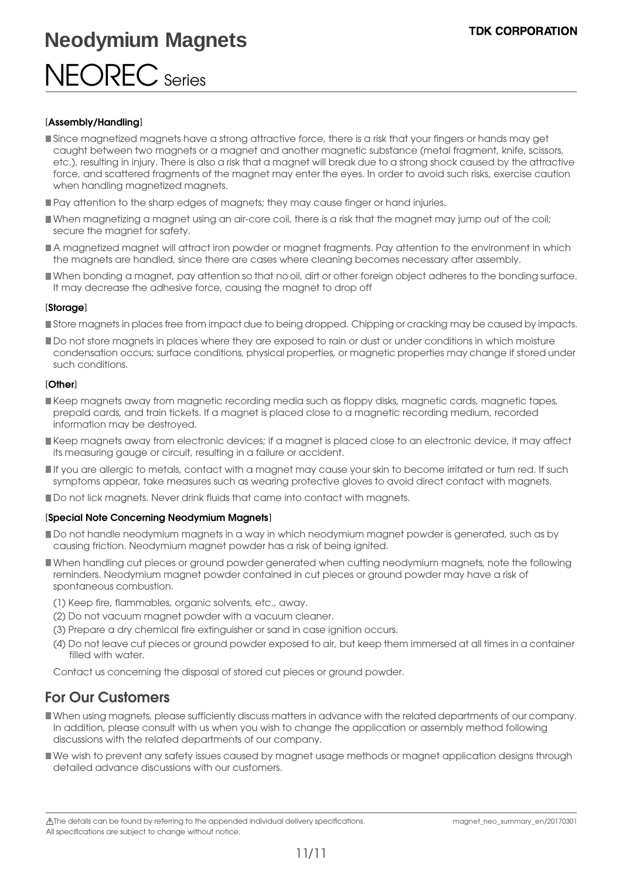[**Assembly/Handling**]

- Since magnetized magnets have a strong attractive force, there is a risk that your fingers or hands may get caught between two magnets or a magnet and another magnetic substance (metal fragment, knife, scissors, etc.), resulting in injury. There is also a risk that a magnet will break due to a strong shock caused by the attractive force, and scattered fragments of the magnet may enter the eyes. In order to avoid such risks, exercise caution when handling magnetized magnets.
- Pay attention to the sharp edges of magnets; they may cause finger or hand injuries.
- When magnetizing a magnet using an air-core coil, there is a risk that the magnet may jump out of the coil; secure the magnet for safety.
- A magnetized magnet will attract iron powder or magnet fragments. Pay attention to the environment in which the magnets are handled, since there are cases where cleaning becomes necessary after assembly.
- When bonding a magnet, pay attention so that no oil, dirt or other foreign object adheres to the bonding surface. It may decrease the adhesive force, causing the magnet to drop off

[**Storage**]

- Store magnets in places free from impact due to being dropped. Chipping or cracking may be caused by impacts.
- Do not store magnets in places where they are exposed to rain or dust or under conditions in which moisture condensation occurs; surface conditions, physical properties, or magnetic properties may change if stored under such conditions.

[**Other**]

- Keep magnets away from magnetic recording media such as floppy disks, magnetic cards, magnetic tapes, prepaid cards, and train tickets. If a magnet is placed close to a magnetic recording medium, recorded information may be destroyed.
- Keep magnets away from electronic devices; if a magnet is placed close to an electronic device, it may affect its measuring gauge or circuit, resulting in a failure or accident.
- If you are allergic to metals, contact with a magnet may cause your skin to become irritated or turn red. If such symptoms appear, take measures such as wearing protective gloves to avoid direct contact with magnets.
- Do not lick magnets. Never drink fluids that came into contact with magnets.

[**Special Note Concerning Neodymium Magnets**]

- Do not handle neodymium magnets in a way in which neodymium magnet powder is generated, such as by causing friction. Neodymium magnet powder has a risk of being ignited.
- When handling cut pieces or ground powder generated when cutting neodymium magnets, note the following reminders. Neodymium magnet powder contained in cut pieces or ground powder may have a risk of spontaneous combustion.

  (1) Keep fire, flammables, organic solvents, etc., away.
  (2) Do not vacuum magnet powder with a vacuum cleaner.
  (3) Prepare a dry chemical fire extinguisher or sand in case ignition occurs.
  (4) Do not leave cut pieces or ground powder exposed to air, but keep them immersed at all times in a container filled with water.

  Contact us concerning the disposal of stored cut pieces or ground powder.

## For Our Customers

- When using magnets, please sufficiently discuss matters in advance with the related departments of our company. In addition, please consult with us when you wish to change the application or assembly method following discussions with the related departments of our company.
- We wish to prevent any safety issues caused by magnet usage methods or magnet application designs through detailed advance discussions with our customers.

⚠The details can be found by referring to the appended individual delivery specifications.
All specifications are subject to change without notice.